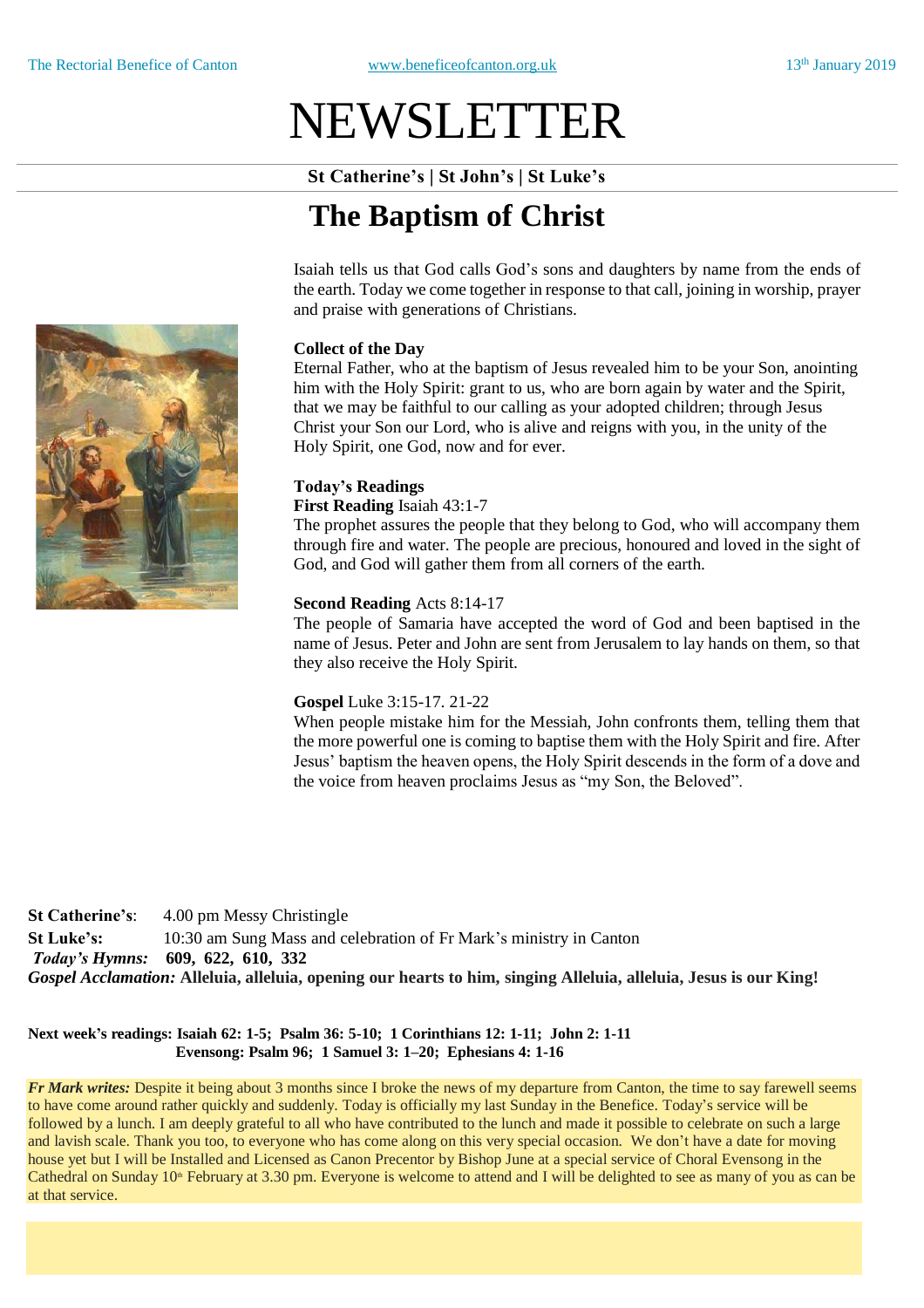The Rectorial Benefice of Canton | www.beneficeofcanton.org.uk | 13th January 2019

# NEWSLETTER

**St Catherine's | St John's | St Luke's**

## The Baptism of Christ

Isaiah tells us that God calls God's sons and daughters by name from the ends of the earth. Today we come together in response to that call, joining in worship, prayer and praise with generations of Christians.

**Collect of the Day**
Eternal Father, who at the baptism of Jesus revealed him to be your Son, anointing him with the Holy Spirit: grant to us, who are born again by water and the Spirit, that we may be faithful to our calling as your adopted children; through Jesus Christ your Son our Lord, who is alive and reigns with you, in the unity of the Holy Spirit, one God, now and for ever.

**Today's Readings**
**First Reading** Isaiah 43:1-7
The prophet assures the people that they belong to God, who will accompany them through fire and water. The people are precious, honoured and loved in the sight of God, and God will gather them from all corners of the earth.

**Second Reading** Acts 8:14-17
The people of Samaria have accepted the word of God and been baptised in the name of Jesus. Peter and John are sent from Jerusalem to lay hands on them, so that they also receive the Holy Spirit.

**Gospel** Luke 3:15-17. 21-22
When people mistake him for the Messiah, John confronts them, telling them that the more powerful one is coming to baptise them with the Holy Spirit and fire. After Jesus' baptism the heaven opens, the Holy Spirit descends in the form of a dove and the voice from heaven proclaims Jesus as "my Son, the Beloved".

**St Catherine's**: 4.00 pm Messy Christingle
**St Luke's:** 10:30 am Sung Mass and celebration of Fr Mark's ministry in Canton
***Today's Hymns:*** **609, 622, 610, 332**
***Gospel Acclamation:*** **Alleluia, alleluia, opening our hearts to him, singing Alleluia, alleluia, Jesus is our King!**

**Next week's readings: Isaiah 62: 1-5; Psalm 36: 5-10; 1 Corinthians 12: 1-11; John 2: 1-11**
**Evensong: Psalm 96; 1 Samuel 3: 1–20; Ephesians 4: 1-16**

***Fr Mark writes:*** Despite it being about 3 months since I broke the news of my departure from Canton, the time to say farewell seems to have come around rather quickly and suddenly. Today is officially my last Sunday in the Benefice. Today's service will be followed by a lunch. I am deeply grateful to all who have contributed to the lunch and made it possible to celebrate on such a large and lavish scale. Thank you too, to everyone who has come along on this very special occasion. We don't have a date for moving house yet but I will be Installed and Licensed as Canon Precentor by Bishop June at a special service of Choral Evensong in the Cathedral on Sunday 10th February at 3.30 pm. Everyone is welcome to attend and I will be delighted to see as many of you as can be at that service.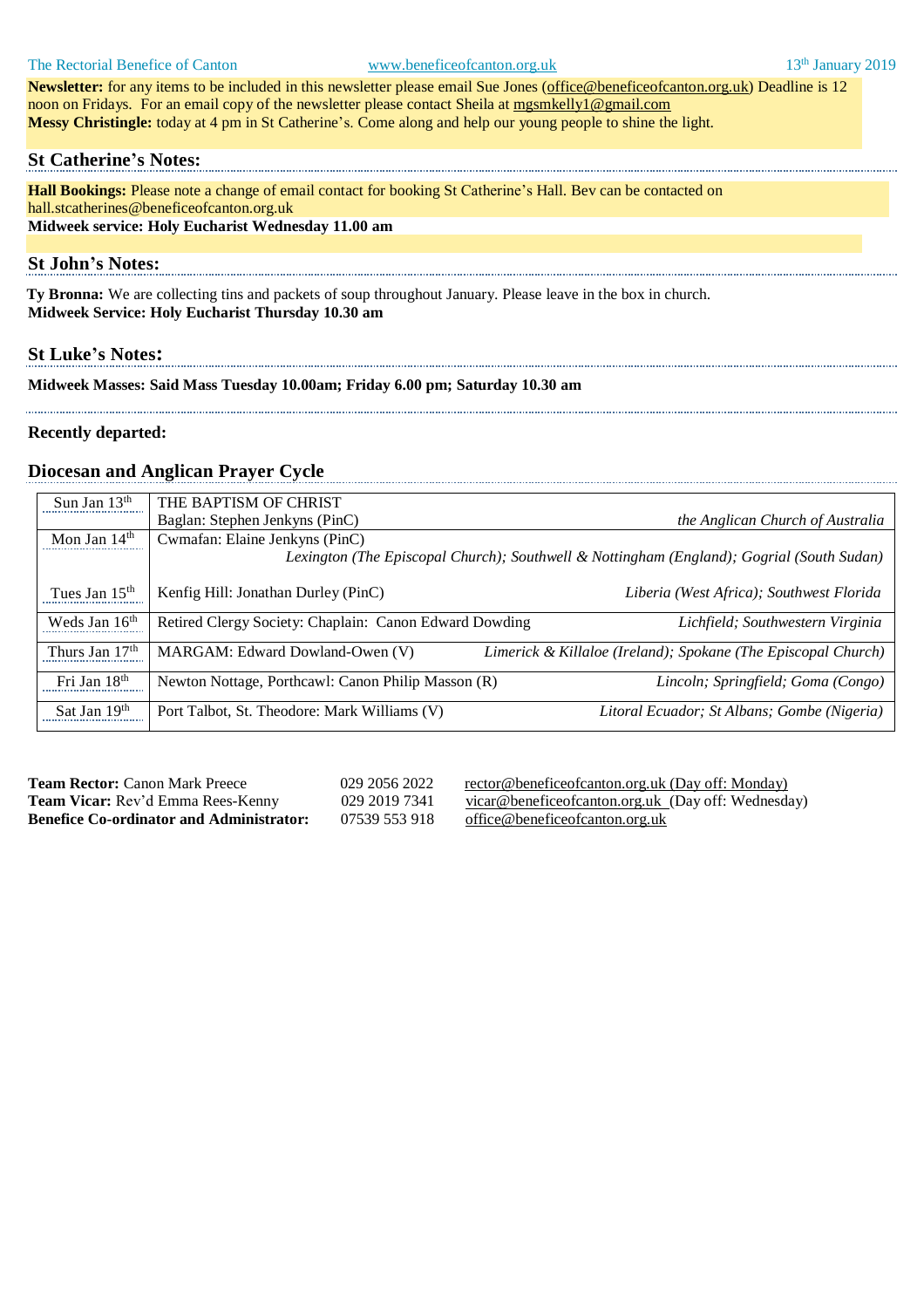**Newsletter:** for any items to be included in this newsletter please email Sue Jones (office@beneficeofcanton.org.uk) Deadline is 12 noon on Fridays. For an email copy of the newsletter please contact Sheila at mgsmkelly1@gmail.com

**Messy Christingle:** today at 4 pm in St Catherine's. Come along and help our young people to shine the light.

## St Catherine's Notes:

**Hall Bookings:** Please note a change of email contact for booking St Catherine's Hall. Bev can be contacted on hall.stcatherines@beneficeofcanton.org.uk

**Midweek service: Holy Eucharist Wednesday 11.00 am**

## St John's Notes:

**Ty Bronna:** We are collecting tins and packets of soup throughout January. Please leave in the box in church.

**Midweek Service: Holy Eucharist Thursday 10.30 am**

## St Luke's Notes:

**Midweek Masses: Said Mass Tuesday 10.00am; Friday 6.00 pm; Saturday 10.30 am**

**Recently departed:**

## Diocesan and Anglican Prayer Cycle

| | | |
|---|---|---|
| Sun Jan 13th | THE BAPTISM OF CHRIST<br>Baglan: Stephen Jenkyns (PinC) | *the Anglican Church of Australia* |
| Mon Jan 14th | Cwmafan: Elaine Jenkyns (PinC) | *Lexington (The Episcopal Church); Southwell & Nottingham (England); Gogrial (South Sudan)* |
| Tues Jan 15th | Kenfig Hill: Jonathan Durley (PinC) | *Liberia (West Africa); Southwest Florida* |
| Weds Jan 16th | Retired Clergy Society: Chaplain: Canon Edward Dowding | *Lichfield; Southwestern Virginia* |
| Thurs Jan 17th | MARGAM: Edward Dowland-Owen (V) | *Limerick & Killaloe (Ireland); Spokane (The Episcopal Church)* |
| Fri Jan 18th | Newton Nottage, Porthcawl: Canon Philip Masson (R) | *Lincoln; Springfield; Goma (Congo)* |
| Sat Jan 19th | Port Talbot, St. Theodore: Mark Williams (V) | *Litoral Ecuador; St Albans; Gombe (Nigeria)* |

| | | |
|---|---|---|
| **Team Rector:** Canon Mark Preece | 029 2056 2022 | rector@beneficeofcanton.org.uk (Day off: Monday) |
| **Team Vicar:** Rev'd Emma Rees-Kenny | 029 2019 7341 | vicar@beneficeofcanton.org.uk (Day off: Wednesday) |
| **Benefice Co-ordinator and Administrator:** | 07539 553 918 | office@beneficeofcanton.org.uk |